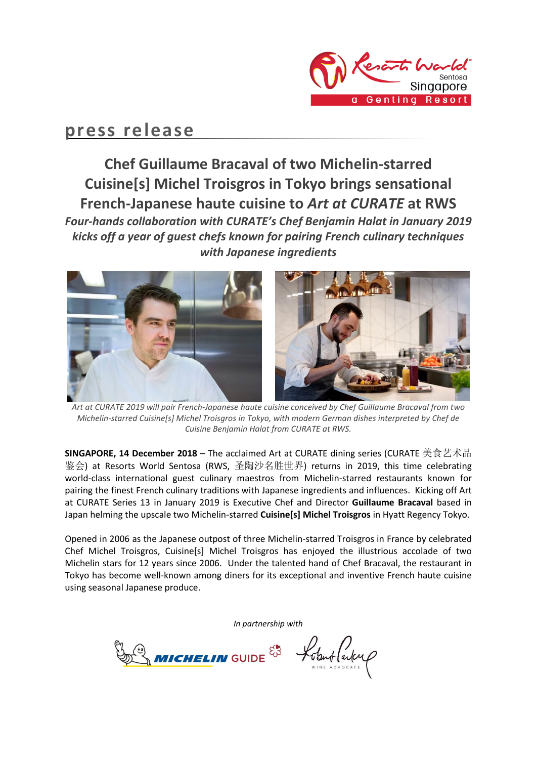## press release

# Chef Guillaume Bracaval of two Michelin-starred Cuisine[s] Michel Troisgros in Tokyo brings sensational French-Japanese haute cuisine to *Art at CURATE* at RWS

***Four-hands collaboration with CURATE's Chef Benjamin Halat in January 2019 kicks off a year of guest chefs known for pairing French culinary techniques with Japanese ingredients***

*Art at CURATE 2019 will pair French-Japanese haute cuisine conceived by Chef Guillaume Bracaval from two Michelin-starred Cuisine[s] Michel Troisgros in Tokyo, with modern German dishes interpreted by Chef de Cuisine Benjamin Halat from CURATE at RWS.*

**SINGAPORE, 14 December 2018** – The acclaimed Art at CURATE dining series (CURATE 美食艺术品鉴会) at Resorts World Sentosa (RWS, 圣陶沙名胜世界) returns in 2019, this time celebrating world-class international guest culinary maestros from Michelin-starred restaurants known for pairing the finest French culinary traditions with Japanese ingredients and influences. Kicking off Art at CURATE Series 13 in January 2019 is Executive Chef and Director **Guillaume Bracaval** based in Japan helming the upscale two Michelin-starred **Cuisine[s] Michel Troisgros** in Hyatt Regency Tokyo.

Opened in 2006 as the Japanese outpost of three Michelin-starred Troisgros in France by celebrated Chef Michel Troisgros, Cuisine[s] Michel Troisgros has enjoyed the illustrious accolade of two Michelin stars for 12 years since 2006. Under the talented hand of Chef Bracaval, the restaurant in Tokyo has become well-known among diners for its exceptional and inventive French haute cuisine using seasonal Japanese produce.

*In partnership with*

MICHELIN GUIDE

Robert Parker WINE ADVOCATE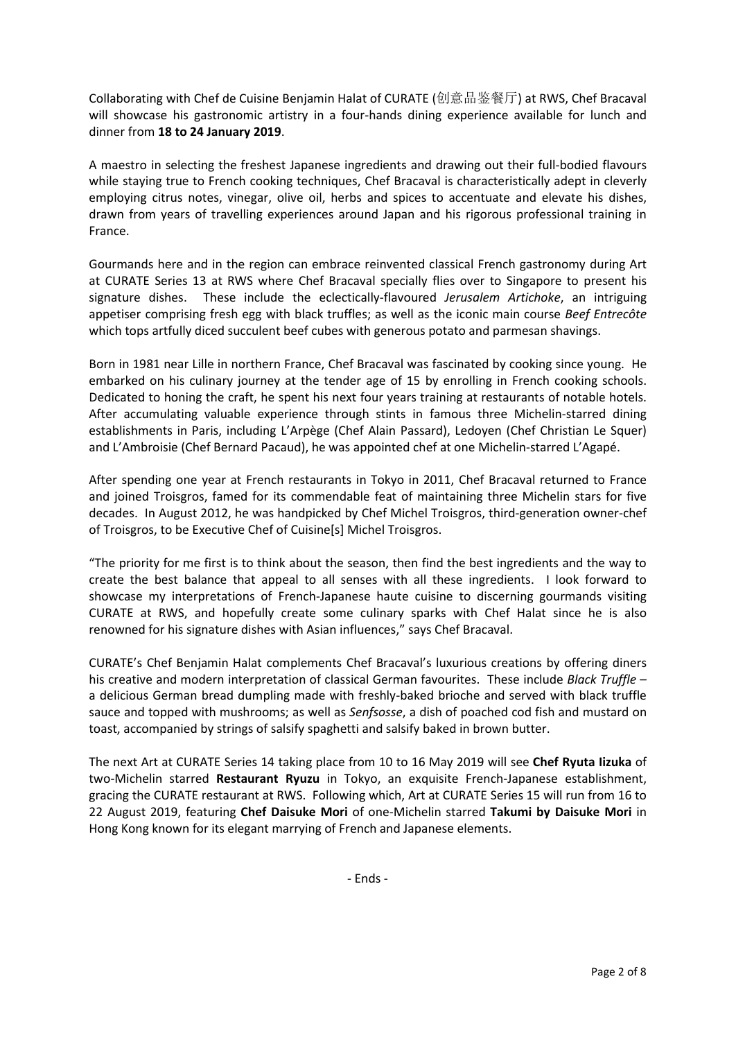Collaborating with Chef de Cuisine Benjamin Halat of CURATE (创意品鉴餐厅) at RWS, Chef Bracaval will showcase his gastronomic artistry in a four-hands dining experience available for lunch and dinner from **18 to 24 January 2019**.

A maestro in selecting the freshest Japanese ingredients and drawing out their full-bodied flavours while staying true to French cooking techniques, Chef Bracaval is characteristically adept in cleverly employing citrus notes, vinegar, olive oil, herbs and spices to accentuate and elevate his dishes, drawn from years of travelling experiences around Japan and his rigorous professional training in France.

Gourmands here and in the region can embrace reinvented classical French gastronomy during Art at CURATE Series 13 at RWS where Chef Bracaval specially flies over to Singapore to present his signature dishes. These include the eclectically-flavoured *Jerusalem Artichoke*, an intriguing appetiser comprising fresh egg with black truffles; as well as the iconic main course *Beef Entrecôte* which tops artfully diced succulent beef cubes with generous potato and parmesan shavings.

Born in 1981 near Lille in northern France, Chef Bracaval was fascinated by cooking since young. He embarked on his culinary journey at the tender age of 15 by enrolling in French cooking schools. Dedicated to honing the craft, he spent his next four years training at restaurants of notable hotels. After accumulating valuable experience through stints in famous three Michelin-starred dining establishments in Paris, including L'Arpège (Chef Alain Passard), Ledoyen (Chef Christian Le Squer) and L'Ambroisie (Chef Bernard Pacaud), he was appointed chef at one Michelin-starred L'Agapé.

After spending one year at French restaurants in Tokyo in 2011, Chef Bracaval returned to France and joined Troisgros, famed for its commendable feat of maintaining three Michelin stars for five decades. In August 2012, he was handpicked by Chef Michel Troisgros, third-generation owner-chef of Troisgros, to be Executive Chef of Cuisine[s] Michel Troisgros.

"The priority for me first is to think about the season, then find the best ingredients and the way to create the best balance that appeal to all senses with all these ingredients. I look forward to showcase my interpretations of French-Japanese haute cuisine to discerning gourmands visiting CURATE at RWS, and hopefully create some culinary sparks with Chef Halat since he is also renowned for his signature dishes with Asian influences," says Chef Bracaval.

CURATE's Chef Benjamin Halat complements Chef Bracaval's luxurious creations by offering diners his creative and modern interpretation of classical German favourites. These include *Black Truffle* – a delicious German bread dumpling made with freshly-baked brioche and served with black truffle sauce and topped with mushrooms; as well as *Senfsosse*, a dish of poached cod fish and mustard on toast, accompanied by strings of salsify spaghetti and salsify baked in brown butter.

The next Art at CURATE Series 14 taking place from 10 to 16 May 2019 will see **Chef Ryuta Iizuka** of two-Michelin starred **Restaurant Ryuzu** in Tokyo, an exquisite French-Japanese establishment, gracing the CURATE restaurant at RWS. Following which, Art at CURATE Series 15 will run from 16 to 22 August 2019, featuring **Chef Daisuke Mori** of one-Michelin starred **Takumi by Daisuke Mori** in Hong Kong known for its elegant marrying of French and Japanese elements.

- Ends -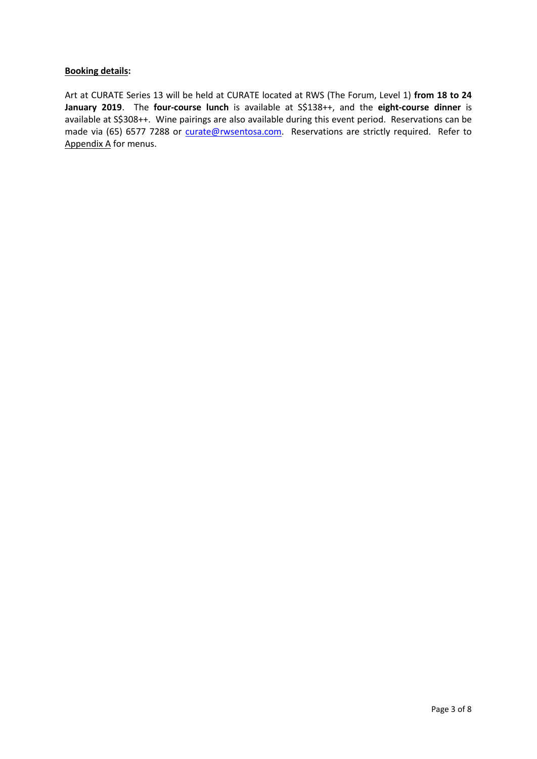**Booking details:**

Art at CURATE Series 13 will be held at CURATE located at RWS (The Forum, Level 1) **from 18 to 24 January 2019**. The **four-course lunch** is available at S$138++, and the **eight-course dinner** is available at S$308++. Wine pairings are also available during this event period. Reservations can be made via (65) 6577 7288 or curate@rwsentosa.com. Reservations are strictly required. Refer to Appendix A for menus.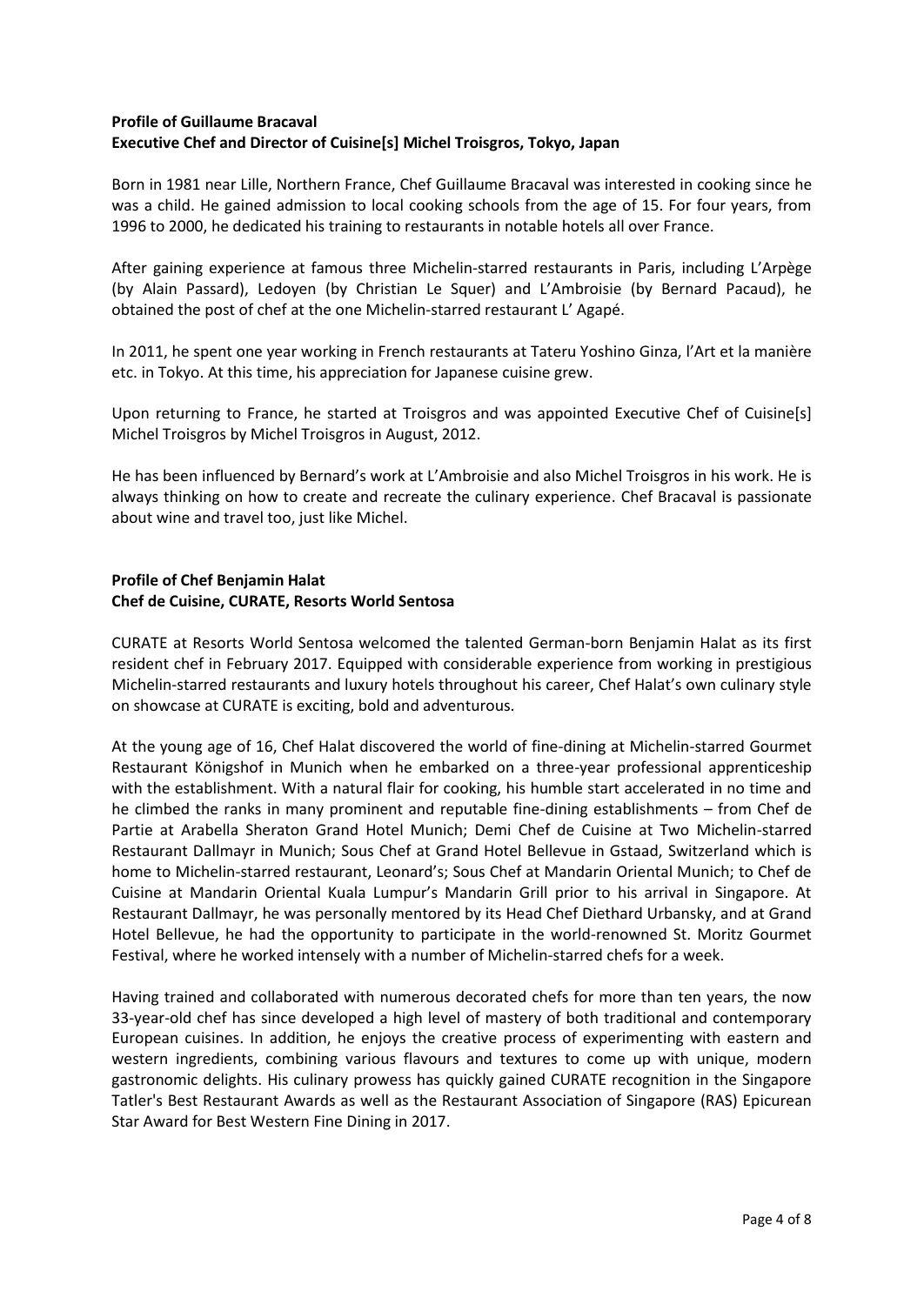**Profile of Guillaume Bracaval**
**Executive Chef and Director of Cuisine[s] Michel Troisgros, Tokyo, Japan**

Born in 1981 near Lille, Northern France, Chef Guillaume Bracaval was interested in cooking since he was a child. He gained admission to local cooking schools from the age of 15. For four years, from 1996 to 2000, he dedicated his training to restaurants in notable hotels all over France.

After gaining experience at famous three Michelin-starred restaurants in Paris, including L'Arpège (by Alain Passard), Ledoyen (by Christian Le Squer) and L'Ambroisie (by Bernard Pacaud), he obtained the post of chef at the one Michelin-starred restaurant L' Agapé.

In 2011, he spent one year working in French restaurants at Tateru Yoshino Ginza, l'Art et la manière etc. in Tokyo. At this time, his appreciation for Japanese cuisine grew.

Upon returning to France, he started at Troisgros and was appointed Executive Chef of Cuisine[s] Michel Troisgros by Michel Troisgros in August, 2012.

He has been influenced by Bernard's work at L'Ambroisie and also Michel Troisgros in his work. He is always thinking on how to create and recreate the culinary experience. Chef Bracaval is passionate about wine and travel too, just like Michel.

**Profile of Chef Benjamin Halat**
**Chef de Cuisine, CURATE, Resorts World Sentosa**

CURATE at Resorts World Sentosa welcomed the talented German-born Benjamin Halat as its first resident chef in February 2017. Equipped with considerable experience from working in prestigious Michelin-starred restaurants and luxury hotels throughout his career, Chef Halat's own culinary style on showcase at CURATE is exciting, bold and adventurous.

At the young age of 16, Chef Halat discovered the world of fine-dining at Michelin-starred Gourmet Restaurant Königshof in Munich when he embarked on a three-year professional apprenticeship with the establishment. With a natural flair for cooking, his humble start accelerated in no time and he climbed the ranks in many prominent and reputable fine-dining establishments – from Chef de Partie at Arabella Sheraton Grand Hotel Munich; Demi Chef de Cuisine at Two Michelin-starred Restaurant Dallmayr in Munich; Sous Chef at Grand Hotel Bellevue in Gstaad, Switzerland which is home to Michelin-starred restaurant, Leonard's; Sous Chef at Mandarin Oriental Munich; to Chef de Cuisine at Mandarin Oriental Kuala Lumpur's Mandarin Grill prior to his arrival in Singapore. At Restaurant Dallmayr, he was personally mentored by its Head Chef Diethard Urbansky, and at Grand Hotel Bellevue, he had the opportunity to participate in the world-renowned St. Moritz Gourmet Festival, where he worked intensely with a number of Michelin-starred chefs for a week.

Having trained and collaborated with numerous decorated chefs for more than ten years, the now 33-year-old chef has since developed a high level of mastery of both traditional and contemporary European cuisines. In addition, he enjoys the creative process of experimenting with eastern and western ingredients, combining various flavours and textures to come up with unique, modern gastronomic delights. His culinary prowess has quickly gained CURATE recognition in the Singapore Tatler's Best Restaurant Awards as well as the Restaurant Association of Singapore (RAS) Epicurean Star Award for Best Western Fine Dining in 2017.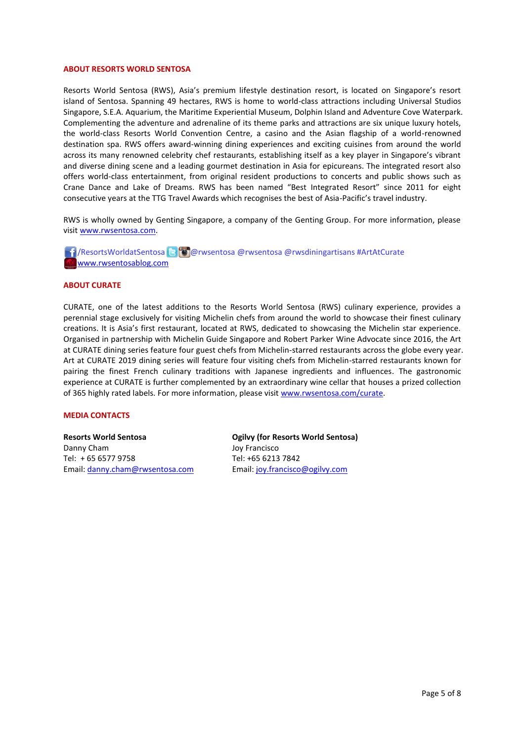## ABOUT RESORTS WORLD SENTOSA

Resorts World Sentosa (RWS), Asia's premium lifestyle destination resort, is located on Singapore's resort island of Sentosa. Spanning 49 hectares, RWS is home to world-class attractions including Universal Studios Singapore, S.E.A. Aquarium, the Maritime Experiential Museum, Dolphin Island and Adventure Cove Waterpark. Complementing the adventure and adrenaline of its theme parks and attractions are six unique luxury hotels, the world-class Resorts World Convention Centre, a casino and the Asian flagship of a world-renowned destination spa. RWS offers award-winning dining experiences and exciting cuisines from around the world across its many renowned celebrity chef restaurants, establishing itself as a key player in Singapore's vibrant and diverse dining scene and a leading gourmet destination in Asia for epicureans. The integrated resort also offers world-class entertainment, from original resident productions to concerts and public shows such as Crane Dance and Lake of Dreams. RWS has been named "Best Integrated Resort" since 2011 for eight consecutive years at the TTG Travel Awards which recognises the best of Asia-Pacific's travel industry.

RWS is wholly owned by Genting Singapore, a company of the Genting Group. For more information, please visit www.rwsentosa.com.

/ResortsWorldatSentosa @rwsentosa @rwsentosa @rwsdiningartisans #ArtAtCurate
www.rwsentosablog.com

## ABOUT CURATE

CURATE, one of the latest additions to the Resorts World Sentosa (RWS) culinary experience, provides a perennial stage exclusively for visiting Michelin chefs from around the world to showcase their finest culinary creations. It is Asia's first restaurant, located at RWS, dedicated to showcasing the Michelin star experience. Organised in partnership with Michelin Guide Singapore and Robert Parker Wine Advocate since 2016, the Art at CURATE dining series feature four guest chefs from Michelin-starred restaurants across the globe every year. Art at CURATE 2019 dining series will feature four visiting chefs from Michelin-starred restaurants known for pairing the finest French culinary traditions with Japanese ingredients and influences. The gastronomic experience at CURATE is further complemented by an extraordinary wine cellar that houses a prized collection of 365 highly rated labels. For more information, please visit www.rwsentosa.com/curate.

## MEDIA CONTACTS

**Resorts World Sentosa**
Danny Cham
Tel: + 65 6577 9758
Email: danny.cham@rwsentosa.com

**Ogilvy (for Resorts World Sentosa)**
Joy Francisco
Tel: +65 6213 7842
Email: joy.francisco@ogilvy.com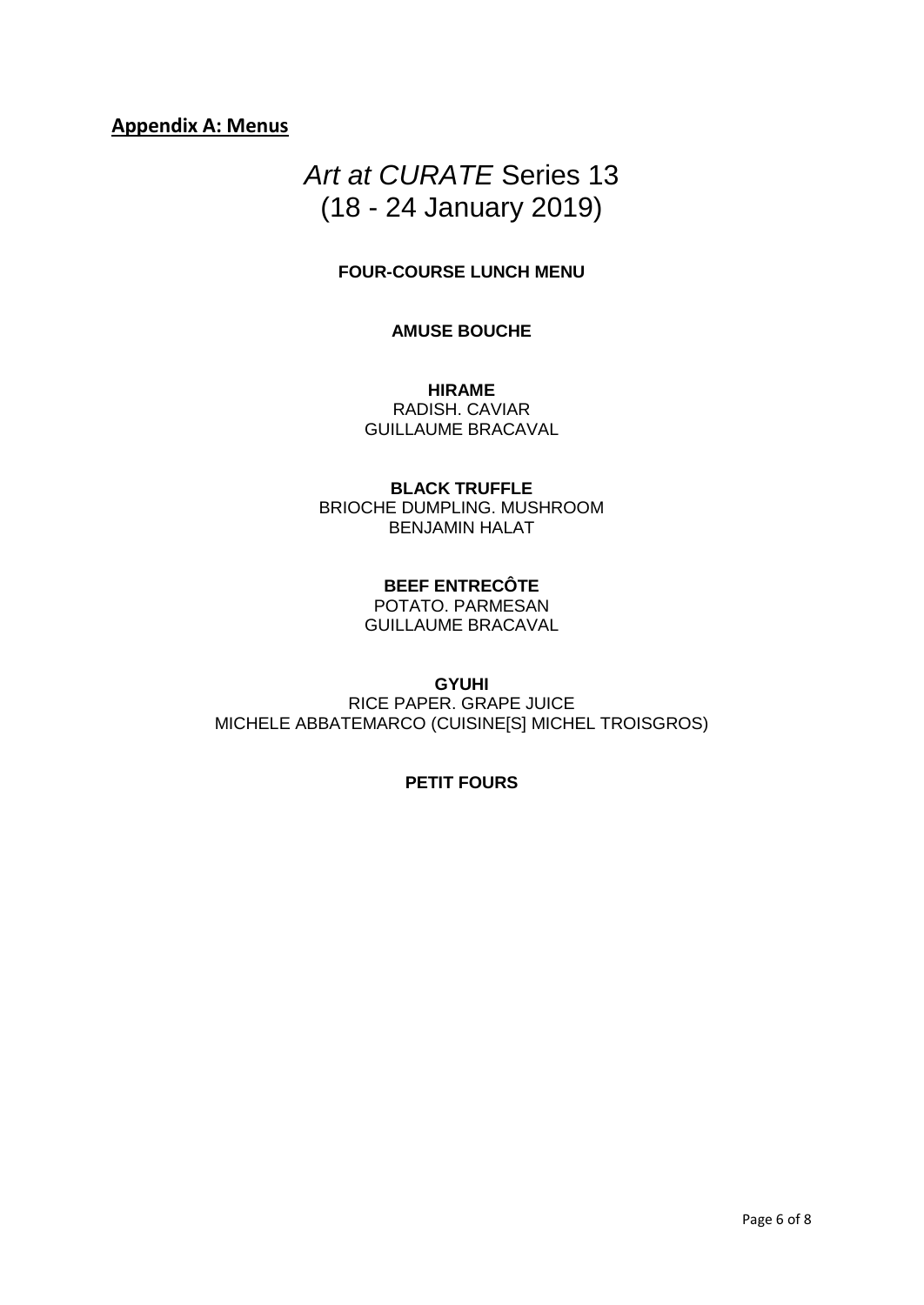## Appendix A: Menus

# *Art at CURATE* Series 13
# (18 - 24 January 2019)

**FOUR-COURSE LUNCH MENU**

**AMUSE BOUCHE**

**HIRAME**
RADISH. CAVIAR
GUILLAUME BRACAVAL

**BLACK TRUFFLE**
BRIOCHE DUMPLING. MUSHROOM
BENJAMIN HALAT

**BEEF ENTRECÔTE**
POTATO. PARMESAN
GUILLAUME BRACAVAL

**GYUHI**
RICE PAPER. GRAPE JUICE
MICHELE ABBATEMARCO (CUISINE[S] MICHEL TROISGROS)

**PETIT FOURS**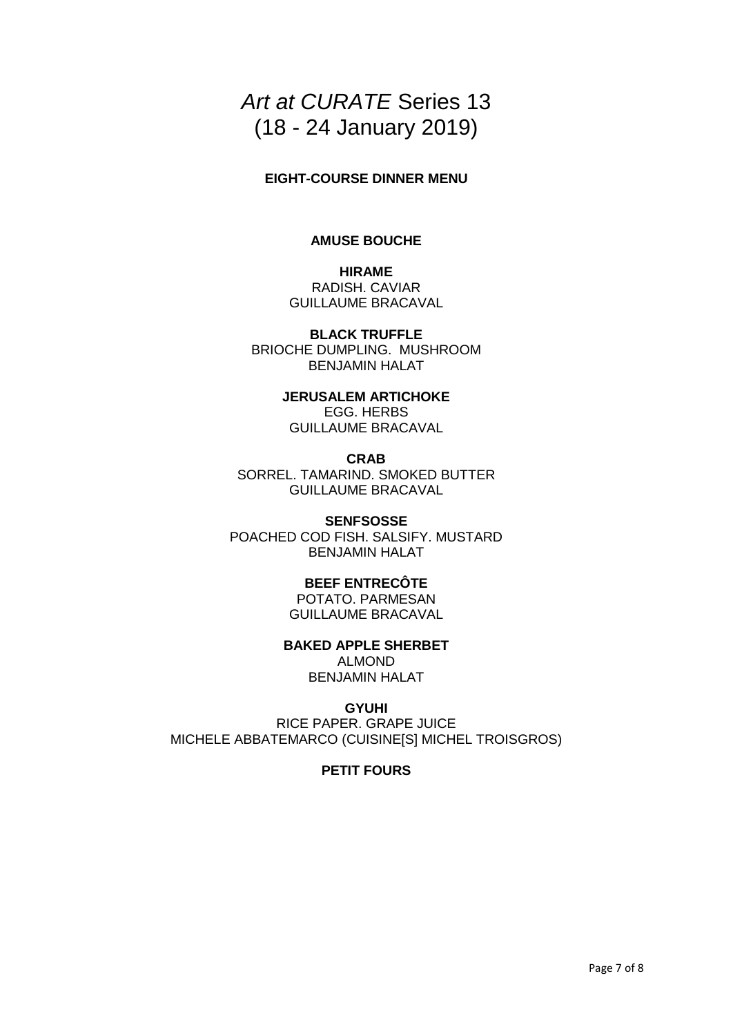# *Art at CURATE* Series 13 (18 - 24 January 2019)

## EIGHT-COURSE DINNER MENU

**AMUSE BOUCHE**

**HIRAME**
RADISH. CAVIAR
GUILLAUME BRACAVAL

**BLACK TRUFFLE**
BRIOCHE DUMPLING. MUSHROOM
BENJAMIN HALAT

**JERUSALEM ARTICHOKE**
EGG. HERBS
GUILLAUME BRACAVAL

**CRAB**
SORREL. TAMARIND. SMOKED BUTTER
GUILLAUME BRACAVAL

**SENFSOSSE**
POACHED COD FISH. SALSIFY. MUSTARD
BENJAMIN HALAT

**BEEF ENTRECÔTE**
POTATO. PARMESAN
GUILLAUME BRACAVAL

**BAKED APPLE SHERBET**
ALMOND
BENJAMIN HALAT

**GYUHI**
RICE PAPER. GRAPE JUICE
MICHELE ABBATEMARCO (CUISINE[S] MICHEL TROISGROS)

**PETIT FOURS**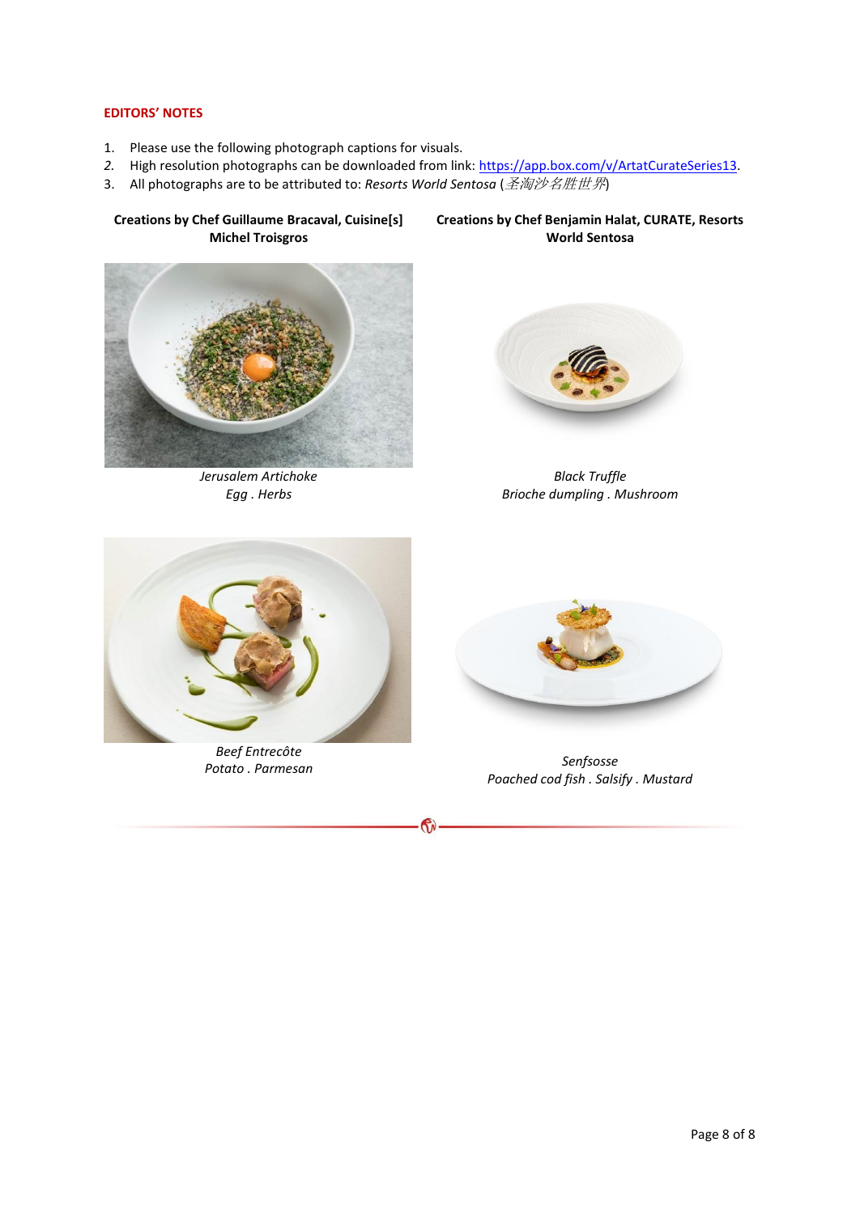**EDITORS' NOTES**

1. Please use the following photograph captions for visuals.
2. High resolution photographs can be downloaded from link: [https://app.box.com/v/ArtatCurateSeries13](https://app.box.com/v/ArtatCurateSeries13).
3. All photographs are to be attributed to: *Resorts World Sentosa* (*圣淘沙名胜世界*)

**Creations by Chef Guillaume Bracaval, Cuisine[s] Michel Troisgros**

*Jerusalem Artichoke*
*Egg . Herbs*

*Beef Entrecôte*
*Potato . Parmesan*

**Creations by Chef Benjamin Halat, CURATE, Resorts World Sentosa**

*Black Truffle*
*Brioche dumpling . Mushroom*

*Senfsosse*
*Poached cod fish . Salsify . Mustard*